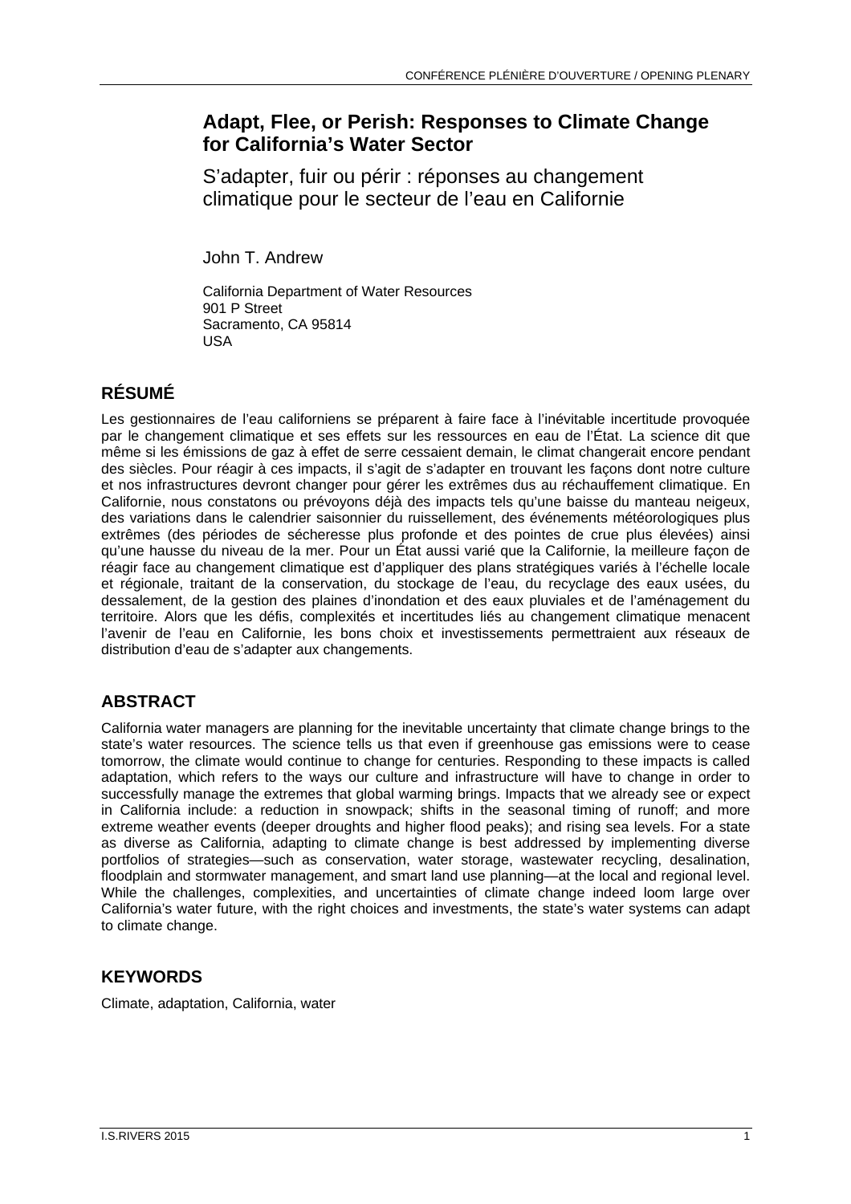# Adapt, Flee, or Perish: Responses to Climate Change for California's Water Sector

S'adapter, fuir ou périr : réponses au changement climatique pour le secteur de l'eau en Californie

John T. Andrew

California Department of Water Resources
901 P Street
Sacramento, CA 95814
USA

## RÉSUMÉ

Les gestionnaires de l'eau californiens se préparent à faire face à l'inévitable incertitude provoquée par le changement climatique et ses effets sur les ressources en eau de l'État. La science dit que même si les émissions de gaz à effet de serre cessaient demain, le climat changerait encore pendant des siècles. Pour réagir à ces impacts, il s'agit de s'adapter en trouvant les façons dont notre culture et nos infrastructures devront changer pour gérer les extrêmes dus au réchauffement climatique. En Californie, nous constatons ou prévoyons déjà des impacts tels qu'une baisse du manteau neigeux, des variations dans le calendrier saisonnier du ruissellement, des événements météorologiques plus extrêmes (des périodes de sécheresse plus profonde et des pointes de crue plus élevées) ainsi qu'une hausse du niveau de la mer. Pour un État aussi varié que la Californie, la meilleure façon de réagir face au changement climatique est d'appliquer des plans stratégiques variés à l'échelle locale et régionale, traitant de la conservation, du stockage de l'eau, du recyclage des eaux usées, du dessalement, de la gestion des plaines d'inondation et des eaux pluviales et de l'aménagement du territoire. Alors que les défis, complexités et incertitudes liés au changement climatique menacent l'avenir de l'eau en Californie, les bons choix et investissements permettraient aux réseaux de distribution d'eau de s'adapter aux changements.

## ABSTRACT

California water managers are planning for the inevitable uncertainty that climate change brings to the state's water resources. The science tells us that even if greenhouse gas emissions were to cease tomorrow, the climate would continue to change for centuries. Responding to these impacts is called adaptation, which refers to the ways our culture and infrastructure will have to change in order to successfully manage the extremes that global warming brings. Impacts that we already see or expect in California include: a reduction in snowpack; shifts in the seasonal timing of runoff; and more extreme weather events (deeper droughts and higher flood peaks); and rising sea levels. For a state as diverse as California, adapting to climate change is best addressed by implementing diverse portfolios of strategies—such as conservation, water storage, wastewater recycling, desalination, floodplain and stormwater management, and smart land use planning—at the local and regional level. While the challenges, complexities, and uncertainties of climate change indeed loom large over California's water future, with the right choices and investments, the state's water systems can adapt to climate change.

## KEYWORDS

Climate, adaptation, California, water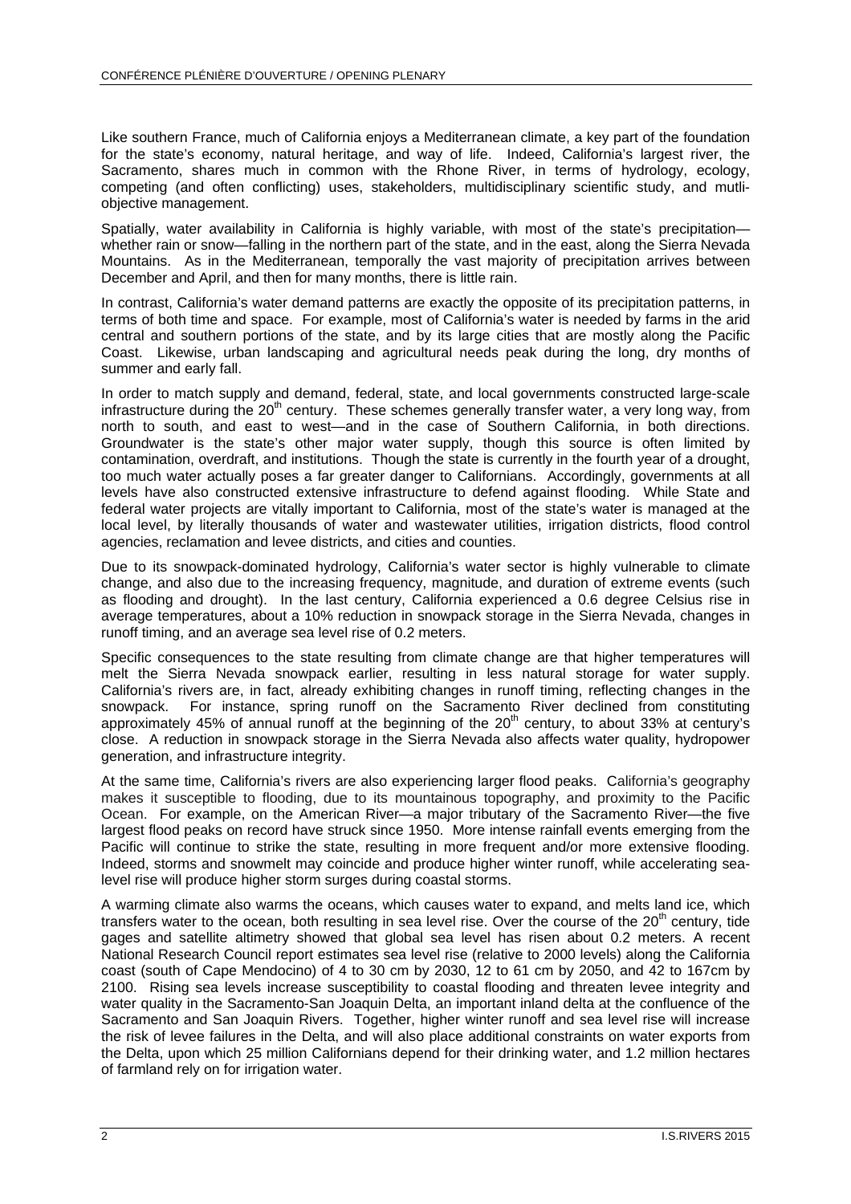Like southern France, much of California enjoys a Mediterranean climate, a key part of the foundation for the state's economy, natural heritage, and way of life. Indeed, California's largest river, the Sacramento, shares much in common with the Rhone River, in terms of hydrology, ecology, competing (and often conflicting) uses, stakeholders, multidisciplinary scientific study, and mutli-objective management.

Spatially, water availability in California is highly variable, with most of the state's precipitation—whether rain or snow—falling in the northern part of the state, and in the east, along the Sierra Nevada Mountains. As in the Mediterranean, temporally the vast majority of precipitation arrives between December and April, and then for many months, there is little rain.

In contrast, California's water demand patterns are exactly the opposite of its precipitation patterns, in terms of both time and space. For example, most of California's water is needed by farms in the arid central and southern portions of the state, and by its large cities that are mostly along the Pacific Coast. Likewise, urban landscaping and agricultural needs peak during the long, dry months of summer and early fall.

In order to match supply and demand, federal, state, and local governments constructed large-scale infrastructure during the 20th century. These schemes generally transfer water, a very long way, from north to south, and east to west—and in the case of Southern California, in both directions. Groundwater is the state's other major water supply, though this source is often limited by contamination, overdraft, and institutions. Though the state is currently in the fourth year of a drought, too much water actually poses a far greater danger to Californians. Accordingly, governments at all levels have also constructed extensive infrastructure to defend against flooding. While State and federal water projects are vitally important to California, most of the state's water is managed at the local level, by literally thousands of water and wastewater utilities, irrigation districts, flood control agencies, reclamation and levee districts, and cities and counties.

Due to its snowpack-dominated hydrology, California's water sector is highly vulnerable to climate change, and also due to the increasing frequency, magnitude, and duration of extreme events (such as flooding and drought). In the last century, California experienced a 0.6 degree Celsius rise in average temperatures, about a 10% reduction in snowpack storage in the Sierra Nevada, changes in runoff timing, and an average sea level rise of 0.2 meters.

Specific consequences to the state resulting from climate change are that higher temperatures will melt the Sierra Nevada snowpack earlier, resulting in less natural storage for water supply. California's rivers are, in fact, already exhibiting changes in runoff timing, reflecting changes in the snowpack. For instance, spring runoff on the Sacramento River declined from constituting approximately 45% of annual runoff at the beginning of the 20th century, to about 33% at century's close. A reduction in snowpack storage in the Sierra Nevada also affects water quality, hydropower generation, and infrastructure integrity.

At the same time, California's rivers are also experiencing larger flood peaks. California's geography makes it susceptible to flooding, due to its mountainous topography, and proximity to the Pacific Ocean. For example, on the American River—a major tributary of the Sacramento River—the five largest flood peaks on record have struck since 1950. More intense rainfall events emerging from the Pacific will continue to strike the state, resulting in more frequent and/or more extensive flooding. Indeed, storms and snowmelt may coincide and produce higher winter runoff, while accelerating sea-level rise will produce higher storm surges during coastal storms.

A warming climate also warms the oceans, which causes water to expand, and melts land ice, which transfers water to the ocean, both resulting in sea level rise. Over the course of the 20th century, tide gages and satellite altimetry showed that global sea level has risen about 0.2 meters. A recent National Research Council report estimates sea level rise (relative to 2000 levels) along the California coast (south of Cape Mendocino) of 4 to 30 cm by 2030, 12 to 61 cm by 2050, and 42 to 167cm by 2100. Rising sea levels increase susceptibility to coastal flooding and threaten levee integrity and water quality in the Sacramento-San Joaquin Delta, an important inland delta at the confluence of the Sacramento and San Joaquin Rivers. Together, higher winter runoff and sea level rise will increase the risk of levee failures in the Delta, and will also place additional constraints on water exports from the Delta, upon which 25 million Californians depend for their drinking water, and 1.2 million hectares of farmland rely on for irrigation water.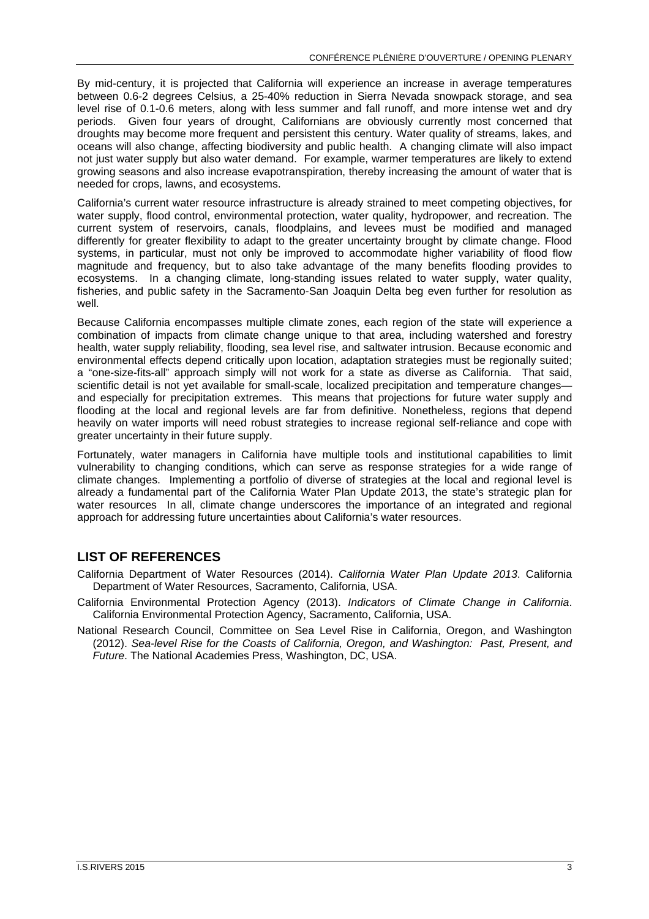By mid-century, it is projected that California will experience an increase in average temperatures between 0.6-2 degrees Celsius, a 25-40% reduction in Sierra Nevada snowpack storage, and sea level rise of 0.1-0.6 meters, along with less summer and fall runoff, and more intense wet and dry periods. Given four years of drought, Californians are obviously currently most concerned that droughts may become more frequent and persistent this century. Water quality of streams, lakes, and oceans will also change, affecting biodiversity and public health. A changing climate will also impact not just water supply but also water demand. For example, warmer temperatures are likely to extend growing seasons and also increase evapotranspiration, thereby increasing the amount of water that is needed for crops, lawns, and ecosystems.

California's current water resource infrastructure is already strained to meet competing objectives, for water supply, flood control, environmental protection, water quality, hydropower, and recreation. The current system of reservoirs, canals, floodplains, and levees must be modified and managed differently for greater flexibility to adapt to the greater uncertainty brought by climate change. Flood systems, in particular, must not only be improved to accommodate higher variability of flood flow magnitude and frequency, but to also take advantage of the many benefits flooding provides to ecosystems. In a changing climate, long-standing issues related to water supply, water quality, fisheries, and public safety in the Sacramento-San Joaquin Delta beg even further for resolution as well.

Because California encompasses multiple climate zones, each region of the state will experience a combination of impacts from climate change unique to that area, including watershed and forestry health, water supply reliability, flooding, sea level rise, and saltwater intrusion. Because economic and environmental effects depend critically upon location, adaptation strategies must be regionally suited; a "one-size-fits-all" approach simply will not work for a state as diverse as California. That said, scientific detail is not yet available for small-scale, localized precipitation and temperature changes—and especially for precipitation extremes. This means that projections for future water supply and flooding at the local and regional levels are far from definitive. Nonetheless, regions that depend heavily on water imports will need robust strategies to increase regional self-reliance and cope with greater uncertainty in their future supply.

Fortunately, water managers in California have multiple tools and institutional capabilities to limit vulnerability to changing conditions, which can serve as response strategies for a wide range of climate changes. Implementing a portfolio of diverse of strategies at the local and regional level is already a fundamental part of the California Water Plan Update 2013, the state's strategic plan for water resources In all, climate change underscores the importance of an integrated and regional approach for addressing future uncertainties about California's water resources.

## LIST OF REFERENCES

California Department of Water Resources (2014). *California Water Plan Update 2013*. California Department of Water Resources, Sacramento, California, USA.

California Environmental Protection Agency (2013). *Indicators of Climate Change in California*. California Environmental Protection Agency, Sacramento, California, USA.

National Research Council, Committee on Sea Level Rise in California, Oregon, and Washington (2012). *Sea-level Rise for the Coasts of California, Oregon, and Washington: Past, Present, and Future*. The National Academies Press, Washington, DC, USA.